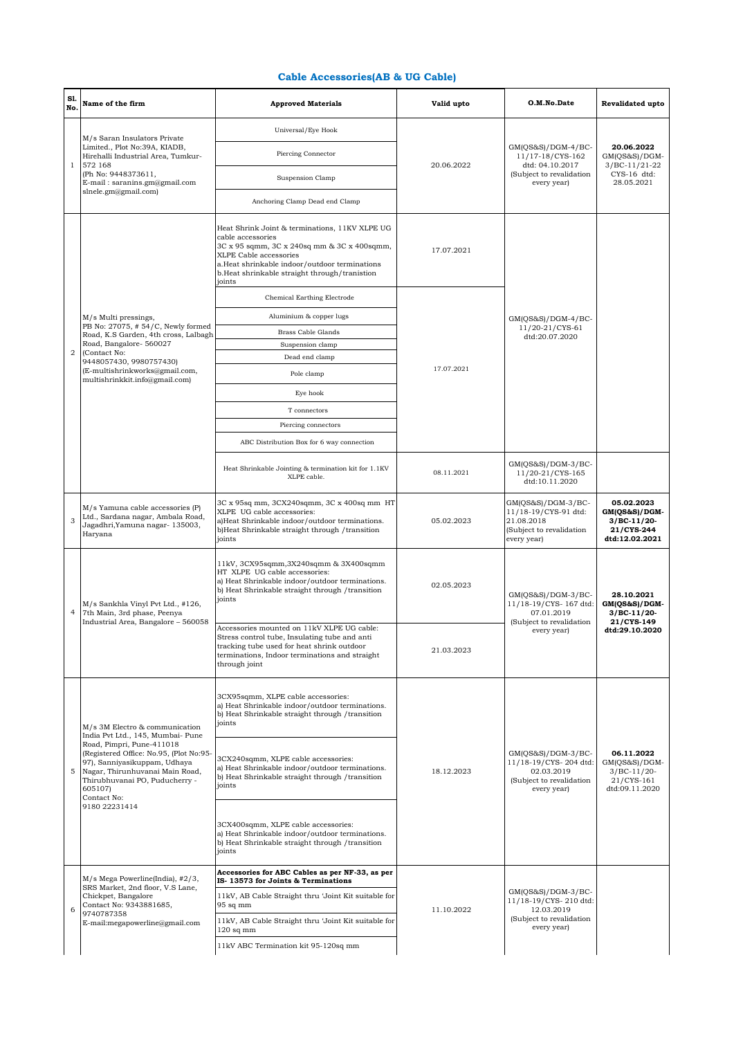# Cable Accessories(AB & UG Cable)

| Sl. No. | Name of the firm | Approved Materials | Valid upto | O.M.No.Date | Revalidated upto |
|---|---|---|---|---|---|
| 1 | M/s Saran Insulators Private Limited., Plot No:39A, KIADB, Hirehalli Industrial Area, Tumkur-572 168 (Ph No: 9448373611, E-mail : saranins.gm@gmail.com slnele.gm@gmail.com) | Universal/Eye Hook | 20.06.2022 | GM(QS&S)/DGM-4/BC-11/17-18/CYS-162 dtd: 04.10.2017 (Subject to revalidation every year) | **20.06.2022** GM(QS&S)/DGM-3/BC-11/21-22 CYS-16 dtd: 28.05.2021 |
| | | Piercing Connector | | | |
| | | Suspension Clamp | | | |
| | | Anchoring Clamp Dead end Clamp | | | |
| 2 | M/s Multi pressings, PB No: 27075, # 54/C, Newly formed Road, K.S Garden, 4th cross, Lalbagh Road, Bangalore- 560027 (Contact No: 9448057430, 9980757430) (E-multishrinkworks@gmail.com, multishrinkkit.info@gmail.com) | Heat Shrink Joint & terminations, 11KV XLPE UG cable accessories 3C x 95 sqmm, 3C x 240sq mm & 3C x 400sqmm, XLPE Cable accessories a.Heat shrinkable indoor/outdoor terminations b.Heat shrinkable straight through/tranistion joints | 17.07.2021 | GM(QS&S)/DGM-4/BC-11/20-21/CYS-61 dtd:20.07.2020 | |
| | | Chemical Earthing Electrode | 17.07.2021 | | |
| | | Aluminium & copper lugs | | | |
| | | Brass Cable Glands | | | |
| | | Suspension clamp | | | |
| | | Dead end clamp | | | |
| | | Pole clamp | | | |
| | | Eye hook | | | |
| | | T connectors | | | |
| | | Piercing connectors | | | |
| | | ABC Distribution Box for 6 way connection | | | |
| | | Heat Shrinkable Jointing & termination kit for 1.1KV XLPE cable. | 08.11.2021 | GM(QS&S)/DGM-3/BC-11/20-21/CYS-165 dtd:10.11.2020 | |
| 3 | M/s Yamuna cable accessories (P) Ltd., Sardana nagar, Ambala Road, Jagadhri,Yamuna nagar- 135003, Haryana | 3C x 95sq mm, 3CX240sqmm, 3C x 400sq mm HT XLPE UG cable accessories: a)Heat Shrinkable indoor/outdoor terminations. b)Heat Shrinkable straight through /transition joints | 05.02.2023 | GM(QS&S)/DGM-3/BC-11/18-19/CYS-91 dtd: 21.08.2018 (Subject to revalidation every year) | **05.02.2023 GM(QS&S)/DGM-3/BC-11/20-21/CYS-244 dtd:12.02.2021** |
| 4 | M/s Sankhla Vinyl Pvt Ltd., #126, 7th Main, 3rd phase, Peenya Industrial Area, Bangalore – 560058 | 11kV, 3CX95sqmm,3X240sqmm & 3X400sqmm HT XLPE UG cable accessories: a) Heat Shrinkable indoor/outdoor terminations. b) Heat Shrinkable straight through /transition joints | 02.05.2023 | GM(QS&S)/DGM-3/BC-11/18-19/CYS- 167 dtd: 07.01.2019 (Subject to revalidation every year) | **28.10.2021 GM(QS&S)/DGM-3/BC-11/20-21/CYS-149 dtd:29.10.2020** |
| | | Accessories mounted on 11kV XLPE UG cable: Stress control tube, Insulating tube and anti tracking tube used for heat shrink outdoor terminations, Indoor terminations and straight through joint | 21.03.2023 | | |
| 5 | M/s 3M Electro & communication India Pvt Ltd., 145, Mumbai- Pune Road, Pimpri, Pune-411018 (Registered Office: No.95, (Plot No:95-97), Sanniyasikuppam, Udhaya Nagar, Thirunhuvanai Main Road, Thirubhuvanai PO, Puducherry - 605107) Contact No: 9180 22231414 | 3CX95sqmm, XLPE cable accessories: a) Heat Shrinkable indoor/outdoor terminations. b) Heat Shrinkable straight through /transition joints | 18.12.2023 | GM(QS&S)/DGM-3/BC-11/18-19/CYS- 204 dtd: 02.03.2019 (Subject to revalidation every year) | **06.11.2022** GM(QS&S)/DGM-3/BC-11/20-21/CYS-161 dtd:09.11.2020 |
| | | 3CX240sqmm, XLPE cable accessories: a) Heat Shrinkable indoor/outdoor terminations. b) Heat Shrinkable straight through /transition joints | | | |
| | | 3CX400sqmm, XLPE cable accessories: a) Heat Shrinkable indoor/outdoor terminations. b) Heat Shrinkable straight through /transition joints | | | |
| 6 | M/s Mega Powerline(India), #2/3, SRS Market, 2nd floor, V.S Lane, Chickpet, Bangalore Contact No: 9343881685, 9740787358 E-mail:megapowerline@gmail.com | **Accessories for ABC Cables as per NF-33, as per IS- 13573 for Joints & Terminations** | 11.10.2022 | GM(QS&S)/DGM-3/BC-11/18-19/CYS- 210 dtd: 12.03.2019 (Subject to revalidation every year) | |
| | | 11kV, AB Cable Straight thru 'Joint Kit suitable for 95 sq mm | | | |
| | | 11kV, AB Cable Straight thru 'Joint Kit suitable for 120 sq mm | | | |
| | | 11kV ABC Termination kit 95-120sq mm | | | |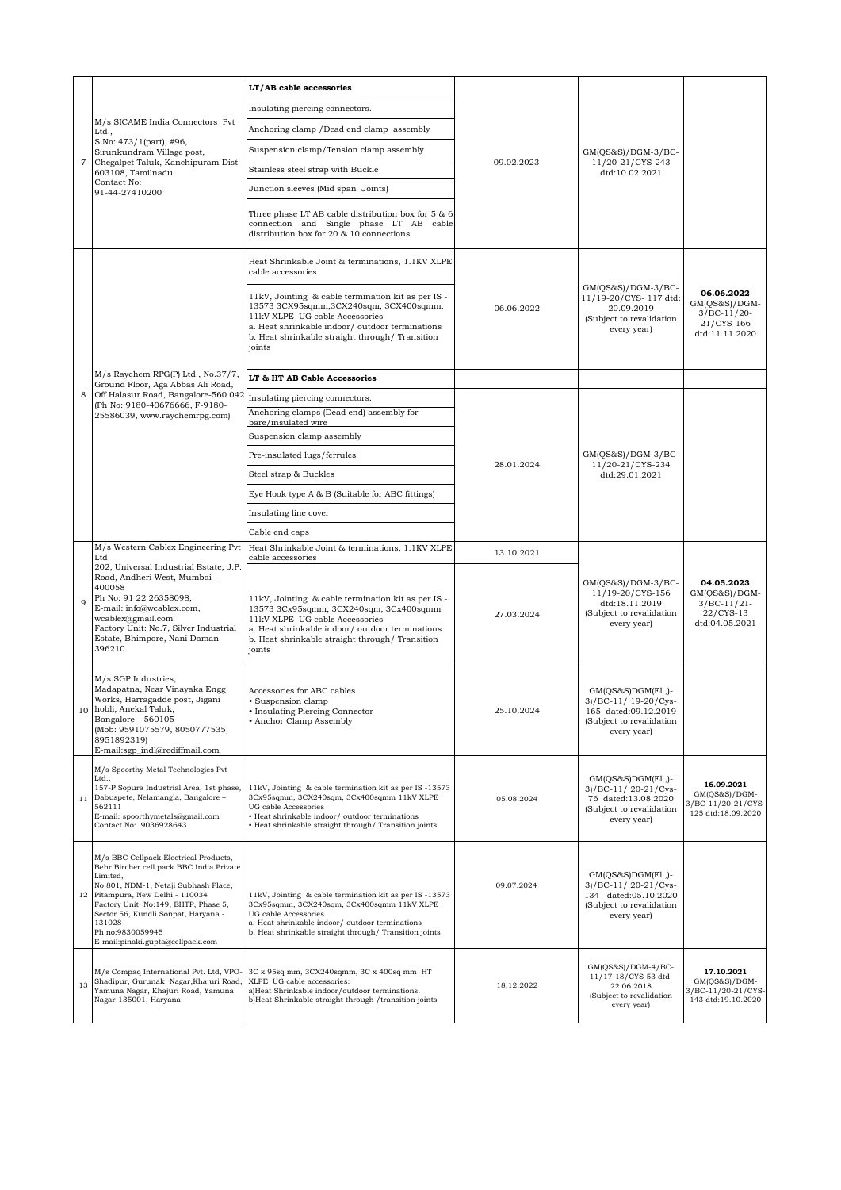| | | | | | |
|---|---|---|---|---|---|
| 7 | M/s SICAME India Connectors Pvt Ltd., S.No: 473/1(part), #96, Sirunkundram Village post, Chegalpet Taluk, Kanchipuram Dist-603108, Tamilnadu Contact No: 91-44-27410200 | **LT/AB cable accessories**<br>Insulating piercing connectors.<br>Anchoring clamp /Dead end clamp assembly<br>Suspension clamp/Tension clamp assembly<br>Stainless steel strap with Buckle<br>Junction sleeves (Mid span Joints)<br>Three phase LT AB cable distribution box for 5 & 6 connection and Single phase LT AB cable distribution box for 20 & 10 connections | 09.02.2023 | GM(QS&S)/DGM-3/BC-11/20-21/CYS-243 dtd:10.02.2021 | |
| 8 | M/s Raychem RPG(P) Ltd., No.37/7, Ground Floor, Aga Abbas Ali Road, Off Halasur Road, Bangalore-560 042 (Ph No: 9180-40676666, F-9180-25586039, www.raychemrpg.com) | Heat Shrinkable Joint & terminations, 1.1KV XLPE cable accessories<br>11kV, Jointing & cable termination kit as per IS - 13573 3CX95sqmm,3CX240sqm, 3CX400sqmm, 11kV XLPE UG cable Accessories<br>a. Heat shrinkable indoor/ outdoor terminations<br>b. Heat shrinkable straight through/ Transition joints | 06.06.2022 | GM(QS&S)/DGM-3/BC-11/19-20/CYS- 117 dtd: 20.09.2019 (Subject to revalidation every year) | **06.06.2022** GM(QS&S)/DGM-3/BC-11/20-21/CYS-166 dtd:11.11.2020 |
| | | **LT & HT AB Cable Accessories**<br>Insulating piercing connectors.<br>Anchoring clamps (Dead end) assembly for bare/insulated wire<br>Suspension clamp assembly<br>Pre-insulated lugs/ferrules<br>Steel strap & Buckles<br>Eye Hook type A & B (Suitable for ABC fittings)<br>Insulating line cover<br>Cable end caps | 28.01.2024 | GM(QS&S)/DGM-3/BC-11/20-21/CYS-234 dtd:29.01.2021 | |
| 9 | M/s Western Cablex Engineering Pvt Ltd 202, Universal Industrial Estate, J.P. Road, Andheri West, Mumbai – 400058 Ph No: 91 22 26358098, E-mail: info@wcablex.com, wcablex@gmail.com Factory Unit: No.7, Silver Industrial Estate, Bhimpore, Nani Daman 396210. | Heat Shrinkable Joint & terminations, 1.1KV XLPE cable accessories | 13.10.2021 | GM(QS&S)/DGM-3/BC-11/19-20/CYS-156 dtd:18.11.2019 (Subject to revalidation every year) | **04.05.2023** GM(QS&S)/DGM-3/BC-11/21-22/CYS-13 dtd:04.05.2021 |
| | | 11kV, Jointing & cable termination kit as per IS - 13573 3Cx95sqmm, 3CX240sqm, 3Cx400sqmm 11kV XLPE UG cable Accessories<br>a. Heat shrinkable indoor/ outdoor terminations<br>b. Heat shrinkable straight through/ Transition joints | 27.03.2024 | | |
| 10 | M/s SGP Industries, Madapatna, Near Vinayaka Engg Works, Harragadde post, Jigani hobli, Anekal Taluk, Bangalore – 560105 (Mob: 9591075579, 8050777535, 8951892319) E-mail:sgp_indl@rediffmail.com | Accessories for ABC cables<br>• Suspension clamp<br>• Insulating Piercing Connector<br>• Anchor Clamp Assembly | 25.10.2024 | GM(QS&S)DGM(El.,)-3)/BC-11/ 19-20/Cys-165 dated:09.12.2019 (Subject to revalidation every year) | |
| 11 | M/s Spoorthy Metal Technologies Pvt Ltd., 157-P Sopura Industrial Area, 1st phase, Dabuspete, Nelamangla, Bangalore – 562111 E-mail: spoorthymetals@gmail.com Contact No: 9036928643 | 11kV, Jointing & cable termination kit as per IS -13573 3Cx95sqmm, 3CX240sqm, 3Cx400sqmm 11kV XLPE UG cable Accessories<br>• Heat shrinkable indoor/ outdoor terminations<br>• Heat shrinkable straight through/ Transition joints | 05.08.2024 | GM(QS&S)DGM(El.,)-3)/BC-11/ 20-21/Cys-76 dated:13.08.2020 (Subject to revalidation every year) | **16.09.2021** GM(QS&S)/DGM-3/BC-11/20-21/CYS-125 dtd:18.09.2020 |
| 12 | M/s BBC Cellpack Electrical Products, Behr Bircher cell pack BBC India Private Limited, No.801, NDM-1, Netaji Subhash Place, Pitampura, New Delhi - 110034 Factory Unit: No:149, EHTP, Phase 5, Sector 56, Kundli Sonpat, Haryana - 131028 Ph no:9830059945 E-mail:pinaki.gupta@cellpack.com | 11kV, Jointing & cable termination kit as per IS -13573 3Cx95sqmm, 3CX240sqm, 3Cx400sqmm 11kV XLPE UG cable Accessories<br>a. Heat shrinkable indoor/ outdoor terminations<br>b. Heat shrinkable straight through/ Transition joints | 09.07.2024 | GM(QS&S)DGM(El.,)-3)/BC-11/ 20-21/Cys-134 dated:05.10.2020 (Subject to revalidation every year) | |
| 13 | M/s Compaq International Pvt. Ltd, VPO-Shadipur, Gurunak Nagar,Khajuri Road, Yamuna Nagar, Khajuri Road, Yamuna Nagar-135001, Haryana | 3C x 95q mm, 3CX240sqmm, 3C x 400sq mm HT XLPE UG cable accessories:<br>a)Heat Shrinkable indoor/outdoor terminations.<br>b)Heat Shrinkable straight through /transition joints | 18.12.2022 | GM(QS&S)/DGM-4/BC-11/17-18/CYS-53 dtd: 22.06.2018 (Subject to revalidation every year) | **17.10.2021** GM(QS&S)/DGM-3/BC-11/20-21/CYS-143 dtd:19.10.2020 |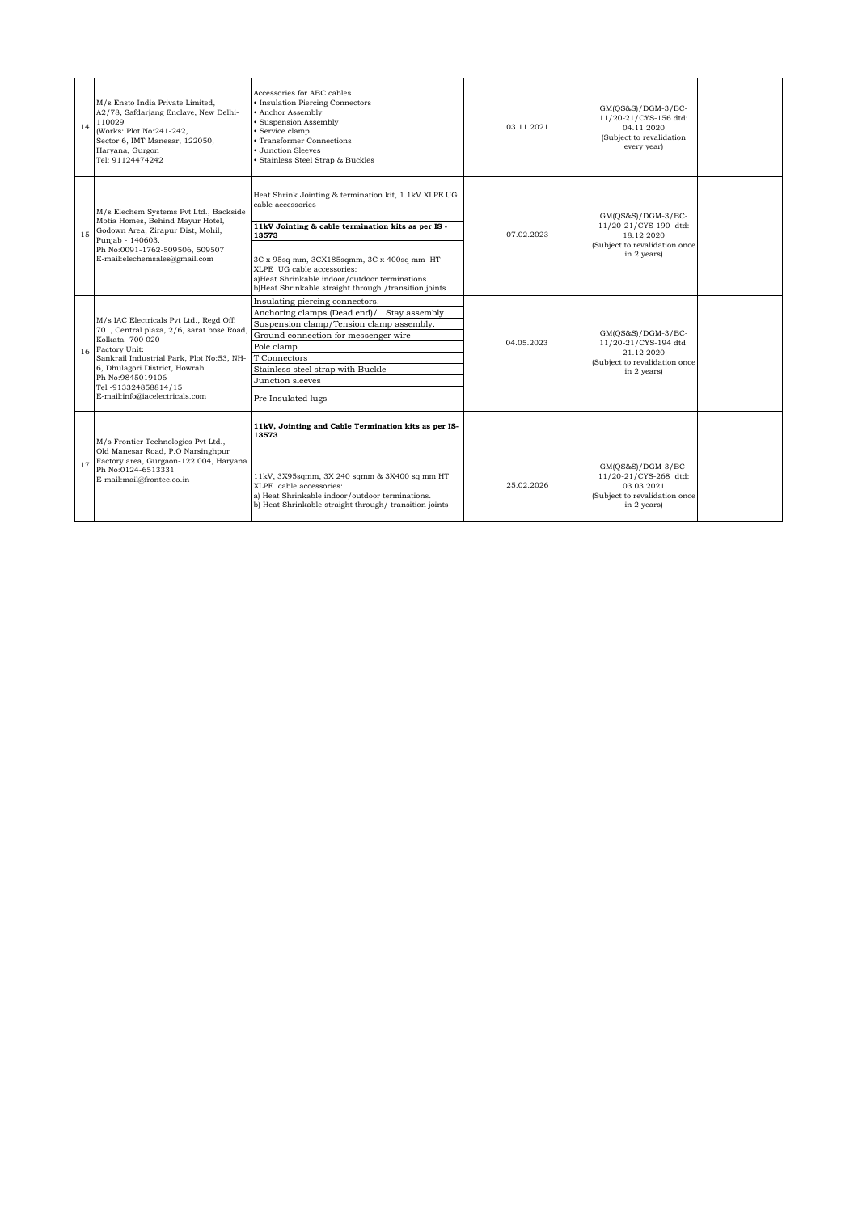| | | | | | |
|---|---|---|---|---|---|
| 14 | M/s Ensto India Private Limited, A2/78, Safdarjang Enclave, New Delhi-110029 (Works: Plot No:241-242, Sector 6, IMT Manesar, 122050, Haryana, Gurgon Tel: 91124474242 | Accessories for ABC cables<br>• Insulation Piercing Connectors<br>• Anchor Assembly<br>• Suspension Assembly<br>• Service clamp<br>• Transformer Connections<br>• Junction Sleeves<br>• Stainless Steel Strap & Buckles | 03.11.2021 | GM(QS&S)/DGM-3/BC-11/20-21/CYS-156 dtd: 04.11.2020 (Subject to revalidation every year) | |
| 15 | M/s Elechem Systems Pvt Ltd., Backside Motia Homes, Behind Mayur Hotel, Godown Area, Zirapur Dist, Mohil, Punjab - 140603. Ph No:0091-1762-509506, 509507 E-mail:elechemsales@gmail.com | Heat Shrink Jointing & termination kit, 1.1kV XLPE UG cable accessories<br>**11kV Jointing & cable termination kits as per IS - 13573**<br>3C x 95sq mm, 3CX185sqmm, 3C x 400sq mm HT XLPE UG cable accessories:<br>a)Heat Shrinkable indoor/outdoor terminations.<br>b)Heat Shrinkable straight through /transition joints | 07.02.2023 | GM(QS&S)/DGM-3/BC-11/20-21/CYS-190 dtd: 18.12.2020 (Subject to revalidation once in 2 years) | |
| 16 | M/s IAC Electricals Pvt Ltd., Regd Off: 701, Central plaza, 2/6, sarat bose Road, Kolkata- 700 020 Factory Unit: Sankrail Industrial Park, Plot No:53, NH-6, Dhulagori.District, Howrah Ph No:9845019106 Tel -913324858814/15 E-mail:info@iacelectricals.com | Insulating piercing connectors.<br>Anchoring clamps (Dead end)/ Stay assembly<br>Suspension clamp/Tension clamp assembly.<br>Ground connection for messenger wire<br>Pole clamp<br>T Connectors<br>Stainless steel strap with Buckle<br>Junction sleeves<br>Pre Insulated lugs | 04.05.2023 | GM(QS&S)/DGM-3/BC-11/20-21/CYS-194 dtd: 21.12.2020 (Subject to revalidation once in 2 years) | |
| 17 | M/s Frontier Technologies Pvt Ltd., Old Manesar Road, P.O Narsinghpur Factory area, Gurgaon-122 004, Haryana Ph No:0124-6513331 E-mail:mail@frontec.co.in | **11kV, Jointing and Cable Termination kits as per IS-13573**<br>11kV, 3X95sqmm, 3X 240 sqmm & 3X400 sq mm HT XLPE cable accessories:<br>a) Heat Shrinkable indoor/outdoor terminations.<br>b) Heat Shrinkable straight through/ transition joints | 25.02.2026 | GM(QS&S)/DGM-3/BC-11/20-21/CYS-268 dtd: 03.03.2021 (Subject to revalidation once in 2 years) | |